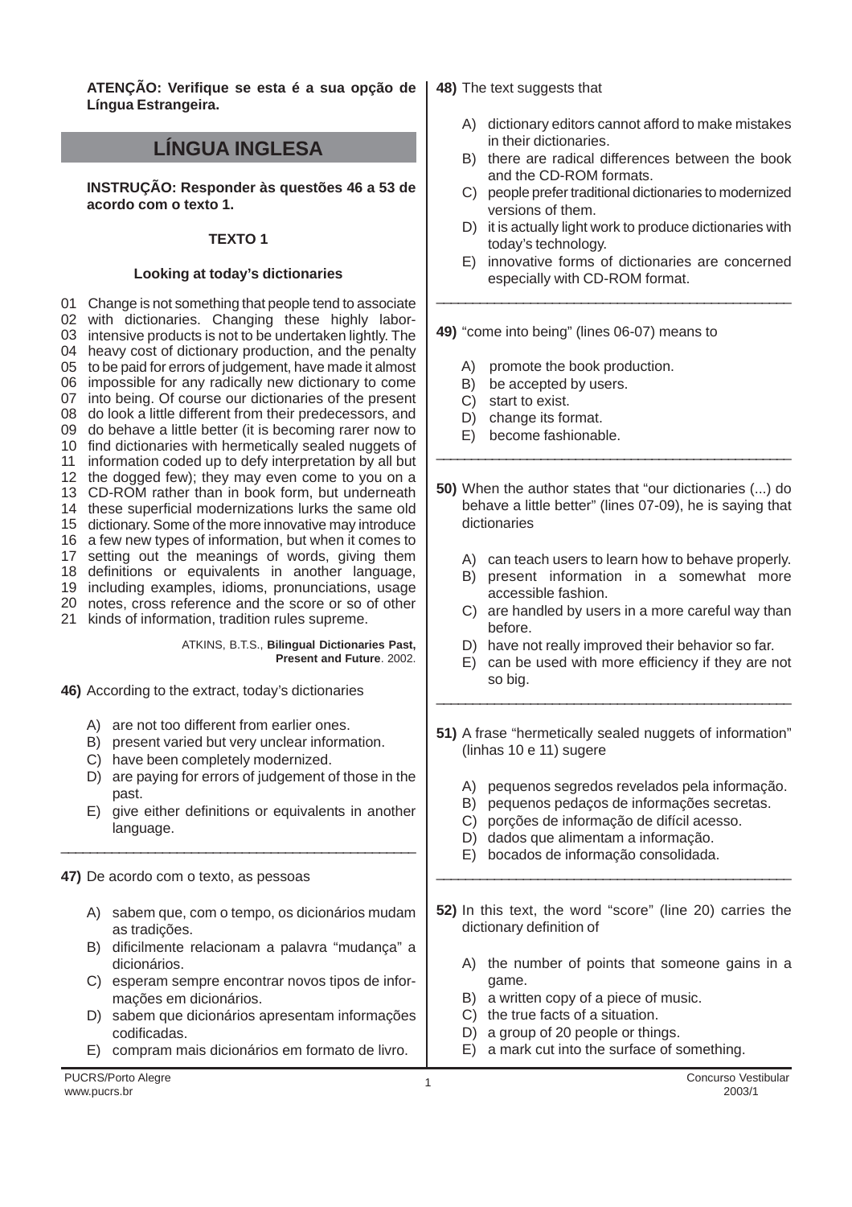**ATENÇÃO: Verifique se esta é a sua opção de Língua Estrangeira.**

## LÍNGUA INGLESA

**INSTRUÇÃO: Responder às questões 46 a 53 de acordo com o texto 1.**

### TEXTO 1

### Looking at today's dictionaries

01 Change is not something that people tend to associate
02 with dictionaries. Changing these highly labor-
03 intensive products is not to be undertaken lightly. The
04 heavy cost of dictionary production, and the penalty
05 to be paid for errors of judgement, have made it almost
06 impossible for any radically new dictionary to come
07 into being. Of course our dictionaries of the present
08 do look a little different from their predecessors, and
09 do behave a little better (it is becoming rarer now to
10 find dictionaries with hermetically sealed nuggets of
11 information coded up to defy interpretation by all but
12 the dogged few); they may even come to you on a
13 CD-ROM rather than in book form, but underneath
14 these superficial modernizations lurks the same old
15 dictionary. Some of the more innovative may introduce
16 a few new types of information, but when it comes to
17 setting out the meanings of words, giving them
18 definitions or equivalents in another language,
19 including examples, idioms, pronunciations, usage
20 notes, cross reference and the score or so of other
21 kinds of information, tradition rules supreme.

ATKINS, B.T.S., **Bilingual Dictionaries Past, Present and Future**. 2002.

**46)** According to the extract, today's dictionaries

A) are not too different from earlier ones.
B) present varied but very unclear information.
C) have been completely modernized.
D) are paying for errors of judgement of those in the past.
E) give either definitions or equivalents in another language.

---

**47)** De acordo com o texto, as pessoas

A) sabem que, com o tempo, os dicionários mudam as tradições.
B) dificilmente relacionam a palavra "mudança" a dicionários.
C) esperam sempre encontrar novos tipos de informações em dicionários.
D) sabem que dicionários apresentam informações codificadas.
E) compram mais dicionários em formato de livro.

---

**48)** The text suggests that

A) dictionary editors cannot afford to make mistakes in their dictionaries.
B) there are radical differences between the book and the CD-ROM formats.
C) people prefer traditional dictionaries to modernized versions of them.
D) it is actually light work to produce dictionaries with today's technology.
E) innovative forms of dictionaries are concerned especially with CD-ROM format.

---

**49)** "come into being" (lines 06-07) means to

A) promote the book production.
B) be accepted by users.
C) start to exist.
D) change its format.
E) become fashionable.

---

**50)** When the author states that "our dictionaries (...) do behave a little better" (lines 07-09), he is saying that dictionaries

A) can teach users to learn how to behave properly.
B) present information in a somewhat more accessible fashion.
C) are handled by users in a more careful way than before.
D) have not really improved their behavior so far.
E) can be used with more efficiency if they are not so big.

---

**51)** A frase "hermetically sealed nuggets of information" (linhas 10 e 11) sugere

A) pequenos segredos revelados pela informação.
B) pequenos pedaços de informações secretas.
C) porções de informação de difícil acesso.
D) dados que alimentam a informação.
E) bocados de informação consolidada.

---

**52)** In this text, the word "score" (line 20) carries the dictionary definition of

A) the number of points that someone gains in a game.
B) a written copy of a piece of music.
C) the true facts of a situation.
D) a group of 20 people or things.
E) a mark cut into the surface of something.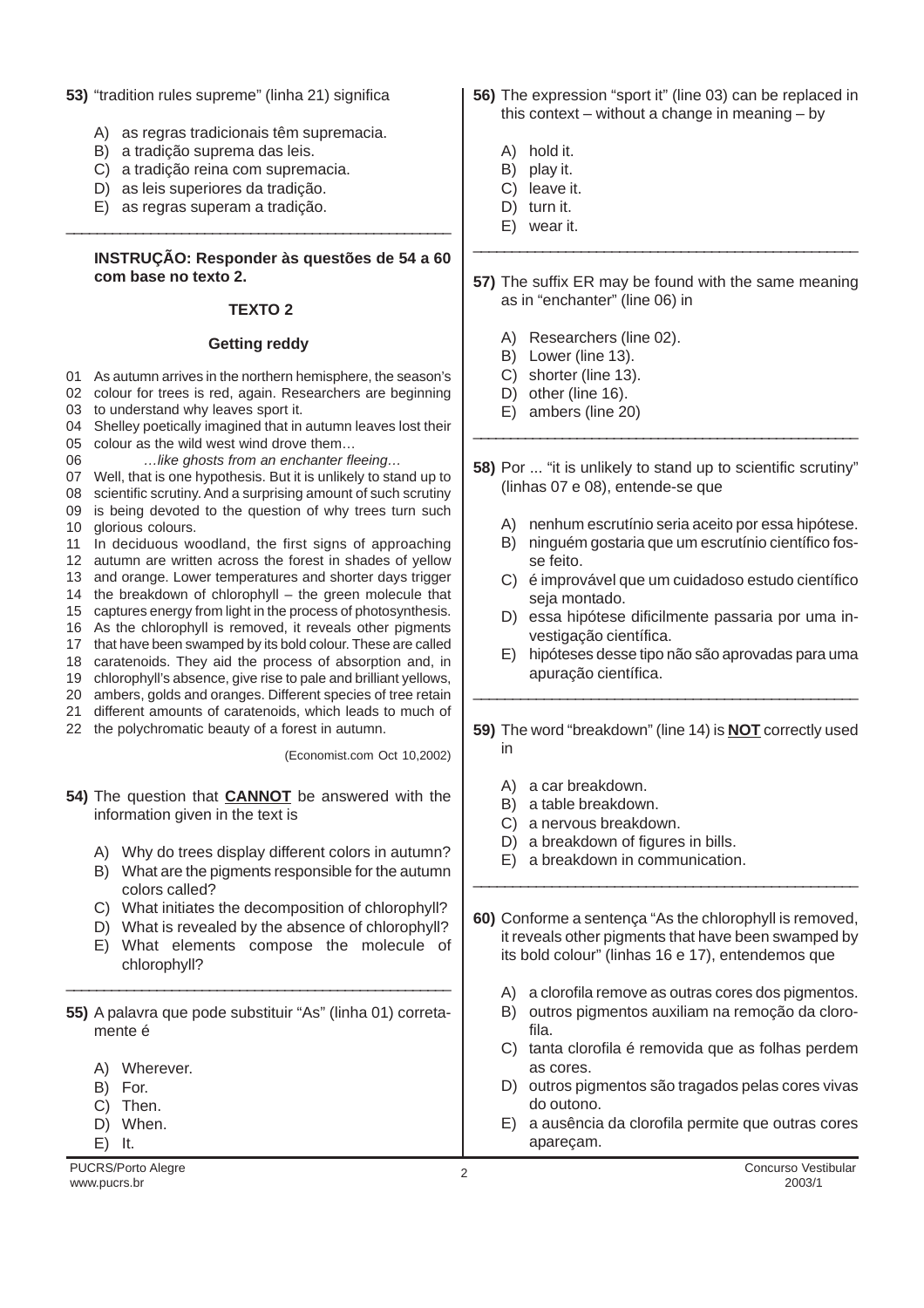**53)** "tradition rules supreme" (linha 21) significa

A) as regras tradicionais têm supremacia.
B) a tradição suprema das leis.
C) a tradição reina com supremacia.
D) as leis superiores da tradição.
E) as regras superam a tradição.

---

**INSTRUÇÃO: Responder às questões de 54 a 60 com base no texto 2.**

**TEXTO 2**

**Getting reddy**

01 As autumn arrives in the northern hemisphere, the season's
02 colour for trees is red, again. Researchers are beginning
03 to understand why leaves sport it.
04 Shelley poetically imagined that in autumn leaves lost their
05 colour as the wild west wind drove them…
06 *…like ghosts from an enchanter fleeing…*
07 Well, that is one hypothesis. But it is unlikely to stand up to
08 scientific scrutiny. And a surprising amount of such scrutiny
09 is being devoted to the question of why trees turn such
10 glorious colours.
11 In deciduous woodland, the first signs of approaching
12 autumn are written across the forest in shades of yellow
13 and orange. Lower temperatures and shorter days trigger
14 the breakdown of chlorophyll – the green molecule that
15 captures energy from light in the process of photosynthesis.
16 As the chlorophyll is removed, it reveals other pigments
17 that have been swamped by its bold colour. These are called
18 caratenoids. They aid the process of absorption and, in
19 chlorophyll's absence, give rise to pale and brilliant yellows,
20 ambers, golds and oranges. Different species of tree retain
21 different amounts of caratenoids, which leads to much of
22 the polychromatic beauty of a forest in autumn.

(Economist.com Oct 10,2002)

**54)** The question that **CANNOT** be answered with the information given in the text is

A) Why do trees display different colors in autumn?
B) What are the pigments responsible for the autumn colors called?
C) What initiates the decomposition of chlorophyll?
D) What is revealed by the absence of chlorophyll?
E) What elements compose the molecule of chlorophyll?

---

**55)** A palavra que pode substituir "As" (linha 01) corretamente é

A) Wherever.
B) For.
C) Then.
D) When.
E) It.

**56)** The expression "sport it" (line 03) can be replaced in this context – without a change in meaning – by

A) hold it.
B) play it.
C) leave it.
D) turn it.
E) wear it.

---

**57)** The suffix ER may be found with the same meaning as in "enchanter" (line 06) in

A) Researchers (line 02).
B) Lower (line 13).
C) shorter (line 13).
D) other (line 16).
E) ambers (line 20)

---

**58)** Por ... "it is unlikely to stand up to scientific scrutiny" (linhas 07 e 08), entende-se que

A) nenhum escrutínio seria aceito por essa hipótese.
B) ninguém gostaria que um escrutínio científico fosse feito.
C) é improvável que um cuidadoso estudo científico seja montado.
D) essa hipótese dificilmente passaria por uma investigação científica.
E) hipóteses desse tipo não são aprovadas para uma apuração científica.

---

**59)** The word "breakdown" (line 14) is **NOT** correctly used in

A) a car breakdown.
B) a table breakdown.
C) a nervous breakdown.
D) a breakdown of figures in bills.
E) a breakdown in communication.

---

**60)** Conforme a sentença "As the chlorophyll is removed, it reveals other pigments that have been swamped by its bold colour" (linhas 16 e 17), entendemos que

A) a clorofila remove as outras cores dos pigmentos.
B) outros pigmentos auxiliam na remoção da clorofila.
C) tanta clorofila é removida que as folhas perdem as cores.
D) outros pigmentos são tragados pelas cores vivas do outono.
E) a ausência da clorofila permite que outras cores apareçam.